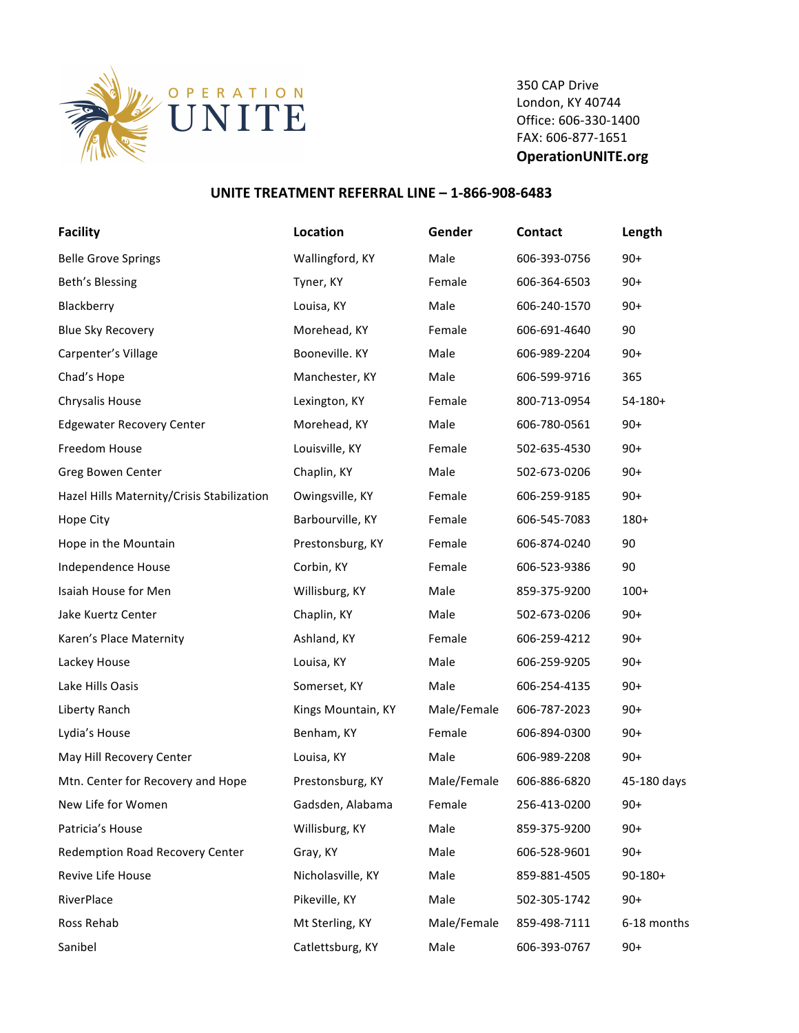OPERATION UNITE

350 CAP Drive
London, KY 40744
Office: 606-330-1400
FAX: 606-877-1651
**OperationUNITE.org**

## UNITE TREATMENT REFERRAL LINE – 1-866-908-6483

| Facility | Location | Gender | Contact | Length |
|---|---|---|---|---|
| Belle Grove Springs | Wallingford, KY | Male | 606-393-0756 | 90+ |
| Beth's Blessing | Tyner, KY | Female | 606-364-6503 | 90+ |
| Blackberry | Louisa, KY | Male | 606-240-1570 | 90+ |
| Blue Sky Recovery | Morehead, KY | Female | 606-691-4640 | 90 |
| Carpenter's Village | Booneville. KY | Male | 606-989-2204 | 90+ |
| Chad's Hope | Manchester, KY | Male | 606-599-9716 | 365 |
| Chrysalis House | Lexington, KY | Female | 800-713-0954 | 54-180+ |
| Edgewater Recovery Center | Morehead, KY | Male | 606-780-0561 | 90+ |
| Freedom House | Louisville, KY | Female | 502-635-4530 | 90+ |
| Greg Bowen Center | Chaplin, KY | Male | 502-673-0206 | 90+ |
| Hazel Hills Maternity/Crisis Stabilization | Owingsville, KY | Female | 606-259-9185 | 90+ |
| Hope City | Barbourville, KY | Female | 606-545-7083 | 180+ |
| Hope in the Mountain | Prestonsburg, KY | Female | 606-874-0240 | 90 |
| Independence House | Corbin, KY | Female | 606-523-9386 | 90 |
| Isaiah House for Men | Willisburg, KY | Male | 859-375-9200 | 100+ |
| Jake Kuertz Center | Chaplin, KY | Male | 502-673-0206 | 90+ |
| Karen's Place Maternity | Ashland, KY | Female | 606-259-4212 | 90+ |
| Lackey House | Louisa, KY | Male | 606-259-9205 | 90+ |
| Lake Hills Oasis | Somerset, KY | Male | 606-254-4135 | 90+ |
| Liberty Ranch | Kings Mountain, KY | Male/Female | 606-787-2023 | 90+ |
| Lydia's House | Benham, KY | Female | 606-894-0300 | 90+ |
| May Hill Recovery Center | Louisa, KY | Male | 606-989-2208 | 90+ |
| Mtn. Center for Recovery and Hope | Prestonsburg, KY | Male/Female | 606-886-6820 | 45-180 days |
| New Life for Women | Gadsden, Alabama | Female | 256-413-0200 | 90+ |
| Patricia's House | Willisburg, KY | Male | 859-375-9200 | 90+ |
| Redemption Road Recovery Center | Gray, KY | Male | 606-528-9601 | 90+ |
| Revive Life House | Nicholasville, KY | Male | 859-881-4505 | 90-180+ |
| RiverPlace | Pikeville, KY | Male | 502-305-1742 | 90+ |
| Ross Rehab | Mt Sterling, KY | Male/Female | 859-498-7111 | 6-18 months |
| Sanibel | Catlettsburg, KY | Male | 606-393-0767 | 90+ |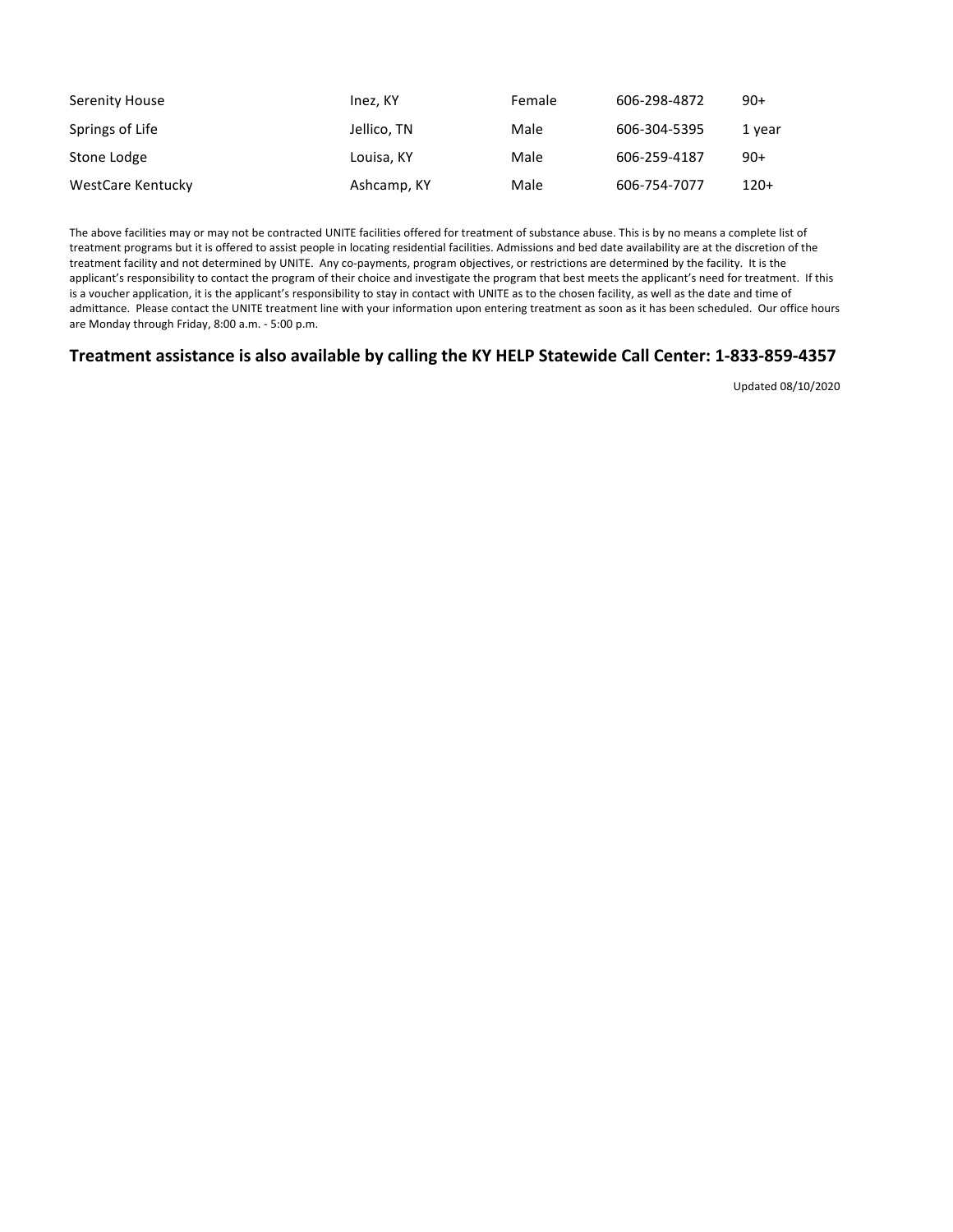| | | | | |
|---|---|---|---|---|
| Serenity House | Inez, KY | Female | 606-298-4872 | 90+ |
| Springs of Life | Jellico, TN | Male | 606-304-5395 | 1 year |
| Stone Lodge | Louisa, KY | Male | 606-259-4187 | 90+ |
| WestCare Kentucky | Ashcamp, KY | Male | 606-754-7077 | 120+ |

The above facilities may or may not be contracted UNITE facilities offered for treatment of substance abuse. This is by no means a complete list of treatment programs but it is offered to assist people in locating residential facilities. Admissions and bed date availability are at the discretion of the treatment facility and not determined by UNITE. Any co-payments, program objectives, or restrictions are determined by the facility. It is the applicant's responsibility to contact the program of their choice and investigate the program that best meets the applicant's need for treatment. If this is a voucher application, it is the applicant's responsibility to stay in contact with UNITE as to the chosen facility, as well as the date and time of admittance. Please contact the UNITE treatment line with your information upon entering treatment as soon as it has been scheduled. Our office hours are Monday through Friday, 8:00 a.m. - 5:00 p.m.

**Treatment assistance is also available by calling the KY HELP Statewide Call Center: 1-833-859-4357**

Updated 08/10/2020